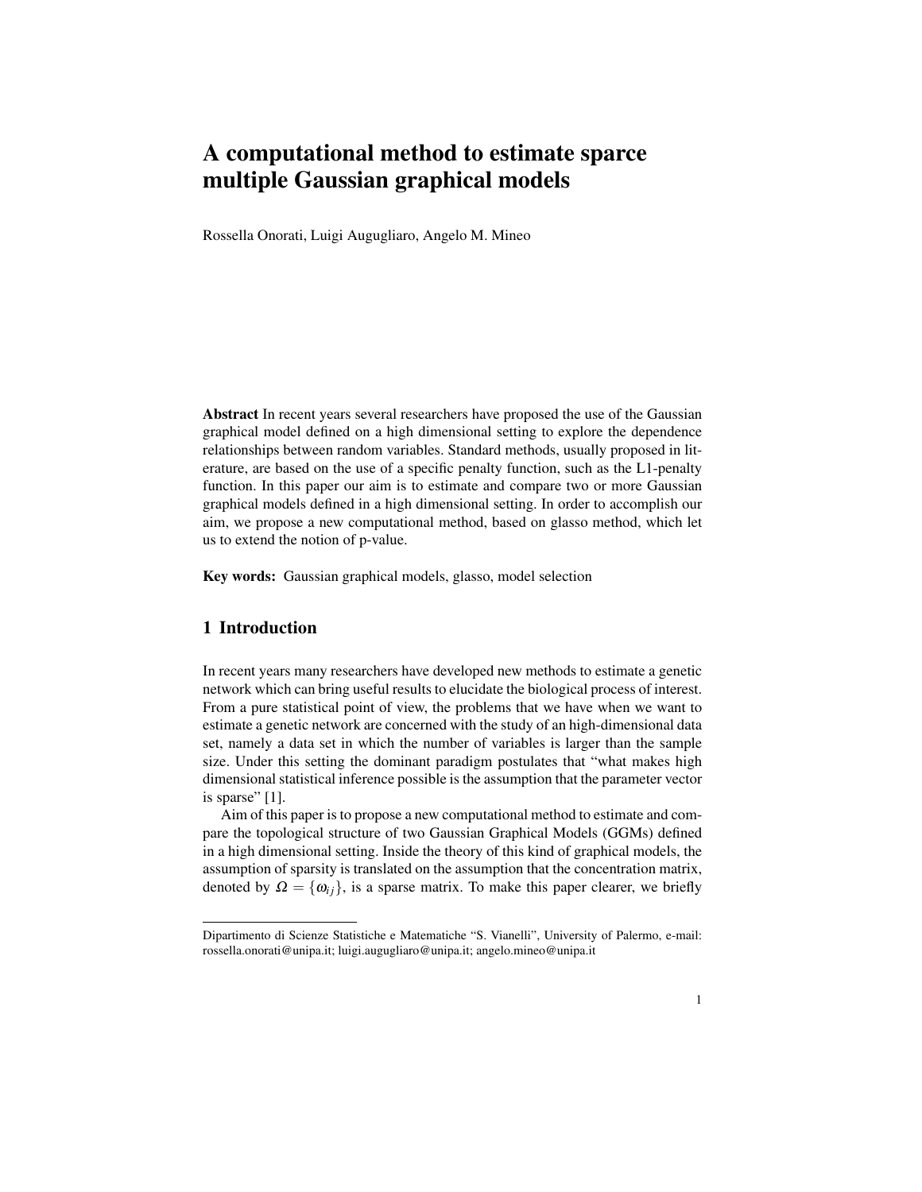# A computational method to estimate sparce multiple Gaussian graphical models

Rossella Onorati, Luigi Augugliaro, Angelo M. Mineo

**Abstract** In recent years several researchers have proposed the use of the Gaussian graphical model defined on a high dimensional setting to explore the dependence relationships between random variables. Standard methods, usually proposed in literature, are based on the use of a specific penalty function, such as the L1-penalty function. In this paper our aim is to estimate and compare two or more Gaussian graphical models defined in a high dimensional setting. In order to accomplish our aim, we propose a new computational method, based on glasso method, which let us to extend the notion of p-value.

**Key words:** Gaussian graphical models, glasso, model selection

## 1 Introduction

In recent years many researchers have developed new methods to estimate a genetic network which can bring useful results to elucidate the biological process of interest. From a pure statistical point of view, the problems that we have when we want to estimate a genetic network are concerned with the study of an high-dimensional data set, namely a data set in which the number of variables is larger than the sample size. Under this setting the dominant paradigm postulates that "what makes high dimensional statistical inference possible is the assumption that the parameter vector is sparse" [1].

Aim of this paper is to propose a new computational method to estimate and compare the topological structure of two Gaussian Graphical Models (GGMs) defined in a high dimensional setting. Inside the theory of this kind of graphical models, the assumption of sparsity is translated on the assumption that the concentration matrix, denoted by $\Omega = \{\omega_{ij}\}$, is a sparse matrix. To make this paper clearer, we briefly

---

Dipartimento di Scienze Statistiche e Matematiche "S. Vianelli", University of Palermo, e-mail: rossella.onorati@unipa.it; luigi.augugliaro@unipa.it; angelo.mineo@unipa.it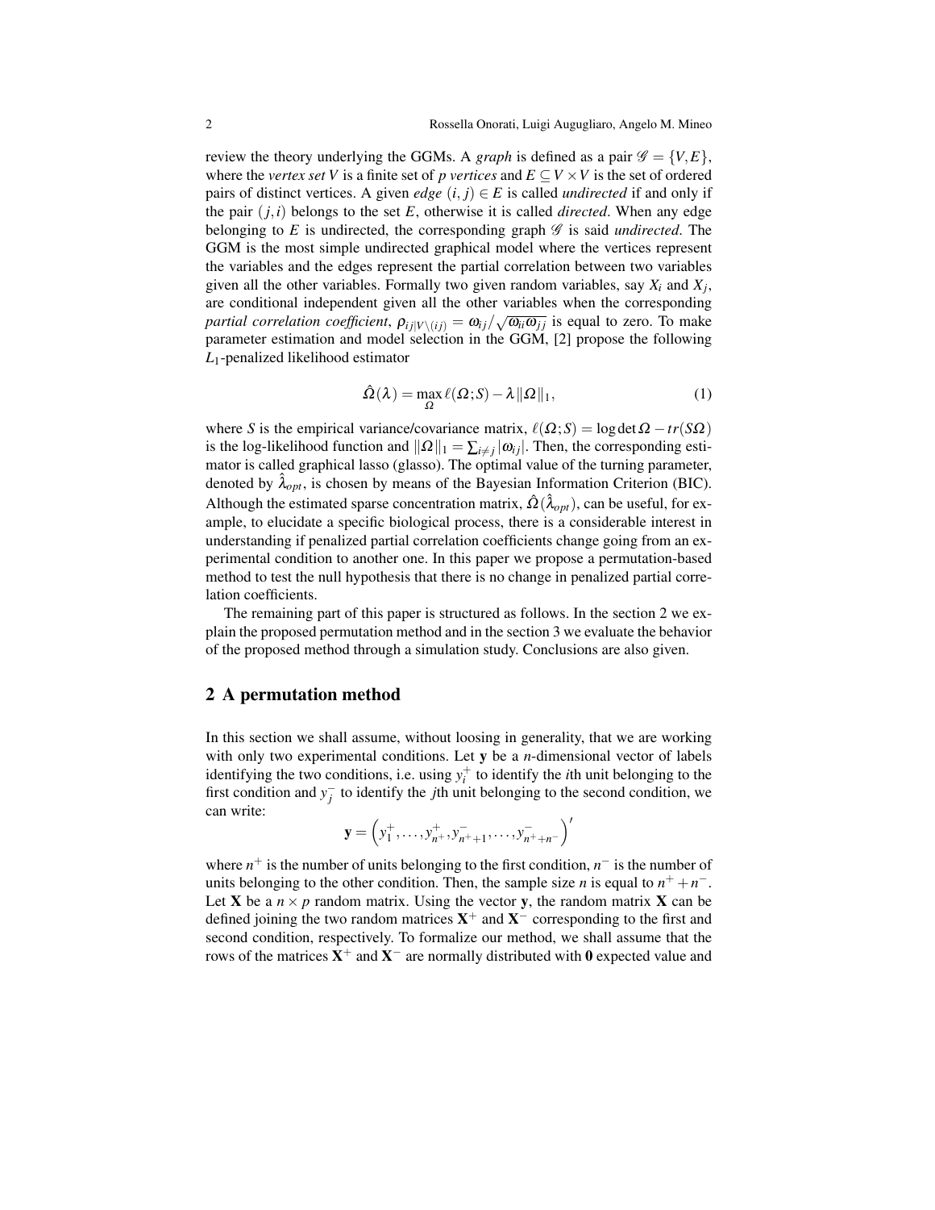review the theory underlying the GGMs. A *graph* is defined as a pair $\mathscr{G} = \{V, E\}$, where the *vertex set* $V$ is a finite set of $p$ *vertices* and $E \subseteq V \times V$ is the set of ordered pairs of distinct vertices. A given *edge* $(i, j) \in E$ is called *undirected* if and only if the pair $(j, i)$ belongs to the set $E$, otherwise it is called *directed*. When any edge belonging to $E$ is undirected, the corresponding graph $\mathscr{G}$ is said *undirected*. The GGM is the most simple undirected graphical model where the vertices represent the variables and the edges represent the partial correlation between two variables given all the other variables. Formally two given random variables, say $X_i$ and $X_j$, are conditional independent given all the other variables when the corresponding *partial correlation coefficient*, $\rho_{ij|V\setminus(ij)} = \omega_{ij}/\sqrt{\omega_{ii}\omega_{jj}}$ is equal to zero. To make parameter estimation and model selection in the GGM, [2] propose the following $L_1$-penalized likelihood estimator

$$\hat{\Omega}(\lambda) = \max_{\Omega} \ell(\Omega; S) - \lambda \|\Omega\|_1, \tag{1}$$

where $S$ is the empirical variance/covariance matrix, $\ell(\Omega; S) = \log\det\Omega - tr(S\Omega)$ is the log-likelihood function and $\|\Omega\|_1 = \sum_{i \neq j} |\omega_{ij}|$. Then, the corresponding estimator is called graphical lasso (glasso). The optimal value of the turning parameter, denoted by $\hat{\lambda}_{opt}$, is chosen by means of the Bayesian Information Criterion (BIC). Although the estimated sparse concentration matrix, $\hat{\Omega}(\hat{\lambda}_{opt})$, can be useful, for example, to elucidate a specific biological process, there is a considerable interest in understanding if penalized partial correlation coefficients change going from an experimental condition to another one. In this paper we propose a permutation-based method to test the null hypothesis that there is no change in penalized partial correlation coefficients.

The remaining part of this paper is structured as follows. In the section 2 we explain the proposed permutation method and in the section 3 we evaluate the behavior of the proposed method through a simulation study. Conclusions are also given.

## 2 A permutation method

In this section we shall assume, without loosing in generality, that we are working with only two experimental conditions. Let $\mathbf{y}$ be a $n$-dimensional vector of labels identifying the two conditions, i.e. using $y_i^+$ to identify the $i$th unit belonging to the first condition and $y_j^-$ to identify the $j$th unit belonging to the second condition, we can write:

$$\mathbf{y} = \left(y_1^+, \ldots, y_{n^+}^+, y_{n^++1}^-, \ldots, y_{n^++n^-}^-\right)'$$

where $n^+$ is the number of units belonging to the first condition, $n^-$ is the number of units belonging to the other condition. Then, the sample size $n$ is equal to $n^+ + n^-$. Let $\mathbf{X}$ be a $n \times p$ random matrix. Using the vector $\mathbf{y}$, the random matrix $\mathbf{X}$ can be defined joining the two random matrices $\mathbf{X}^+$ and $\mathbf{X}^-$ corresponding to the first and second condition, respectively. To formalize our method, we shall assume that the rows of the matrices $\mathbf{X}^+$ and $\mathbf{X}^-$ are normally distributed with $\mathbf{0}$ expected value and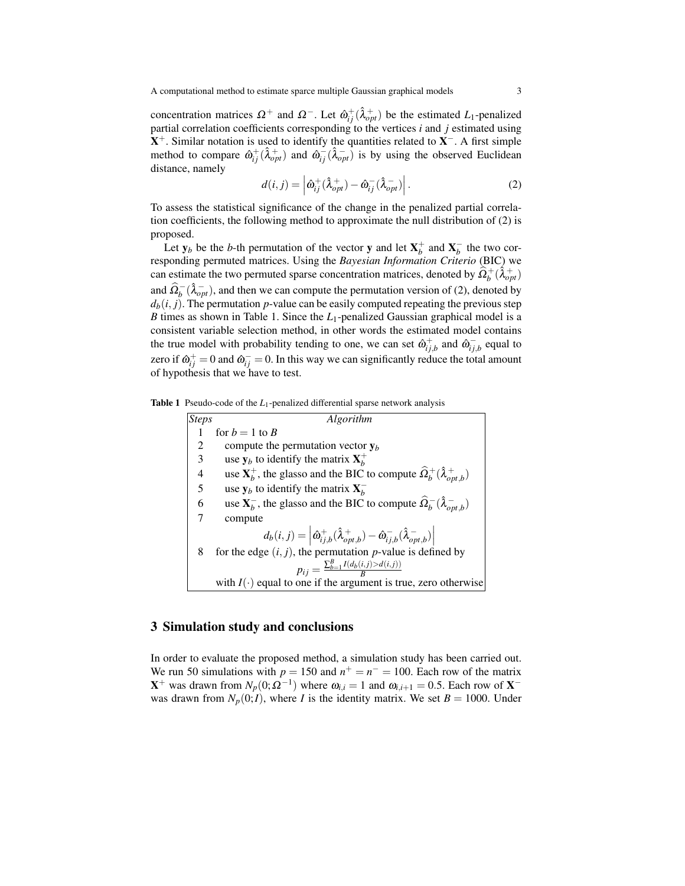concentration matrices $\Omega^+$ and $\Omega^-$. Let $\hat{\omega}^+_{ij}(\hat{\lambda}^+_{opt})$ be the estimated $L_1$-penalized partial correlation coefficients corresponding to the vertices $i$ and $j$ estimated using $\mathbf{X}^+$. Similar notation is used to identify the quantities related to $\mathbf{X}^-$. A first simple method to compare $\hat{\omega}^+_{ij}(\hat{\lambda}^+_{opt})$ and $\hat{\omega}^-_{ij}(\hat{\lambda}^-_{opt})$ is by using the observed Euclidean distance, namely

$$d(i,j) = \left| \hat{\omega}^+_{ij}(\hat{\lambda}^+_{opt}) - \hat{\omega}^-_{ij}(\hat{\lambda}^-_{opt}) \right|. \tag{2}$$

To assess the statistical significance of the change in the penalized partial correlation coefficients, the following method to approximate the null distribution of (2) is proposed.

Let $\mathbf{y}_b$ be the $b$-th permutation of the vector $\mathbf{y}$ and let $\mathbf{X}^+_b$ and $\mathbf{X}^-_b$ the two corresponding permuted matrices. Using the *Bayesian Information Criterio* (BIC) we can estimate the two permuted sparse concentration matrices, denoted by $\widehat{\Omega}^+_b(\hat{\lambda}^+_{opt})$ and $\widehat{\Omega}^-_b(\hat{\lambda}^-_{opt})$, and then we can compute the permutation version of (2), denoted by $d_b(i,j)$. The permutation $p$-value can be easily computed repeating the previous step $B$ times as shown in Table 1. Since the $L_1$-penalized Gaussian graphical model is a consistent variable selection method, in other words the estimated model contains the true model with probability tending to one, we can set $\hat{\omega}^+_{ij,b}$ and $\hat{\omega}^-_{ij,b}$ equal to zero if $\hat{\omega}^+_{ij} = 0$ and $\hat{\omega}^-_{ij} = 0$. In this way we can significantly reduce the total amount of hypothesis that we have to test.

**Table 1** Pseudo-code of the $L_1$-penalized differential sparse network analysis

| *Steps* | *Algorithm* |
| --- | --- |
| 1 | for $b = 1$ to $B$ |
| 2 | compute the permutation vector $\mathbf{y}_b$ |
| 3 | use $\mathbf{y}_b$ to identify the matrix $\mathbf{X}^+_b$ |
| 4 | use $\mathbf{X}^+_b$, the glasso and the BIC to compute $\widehat{\Omega}^+_b(\hat{\lambda}^+_{opt,b})$ |
| 5 | use $\mathbf{y}_b$ to identify the matrix $\mathbf{X}^-_b$ |
| 6 | use $\mathbf{X}^-_b$, the glasso and the BIC to compute $\widehat{\Omega}^-_b(\hat{\lambda}^-_{opt,b})$ |
| 7 | compute $d_b(i,j) = \left\| \hat{\omega}^+_{ij,b}(\hat{\lambda}^+_{opt,b}) - \hat{\omega}^-_{ij,b}(\hat{\lambda}^-_{opt,b}) \right\|$ |
| 8 | for the edge $(i,j)$, the permutation $p$-value is defined by $p_{ij} = \frac{\sum_{b=1}^{B} I(d_b(i,j) > d(i,j))}{B}$ with $I(\cdot)$ equal to one if the argument is true, zero otherwise |

## 3 Simulation study and conclusions

In order to evaluate the proposed method, a simulation study has been carried out. We run 50 simulations with $p = 150$ and $n^+ = n^- = 100$. Each row of the matrix $\mathbf{X}^+$ was drawn from $N_p(0; \Omega^{-1})$ where $\omega_{i,i} = 1$ and $\omega_{i,i+1} = 0.5$. Each row of $\mathbf{X}^-$ was drawn from $N_p(0; I)$, where $I$ is the identity matrix. We set $B = 1000$. Under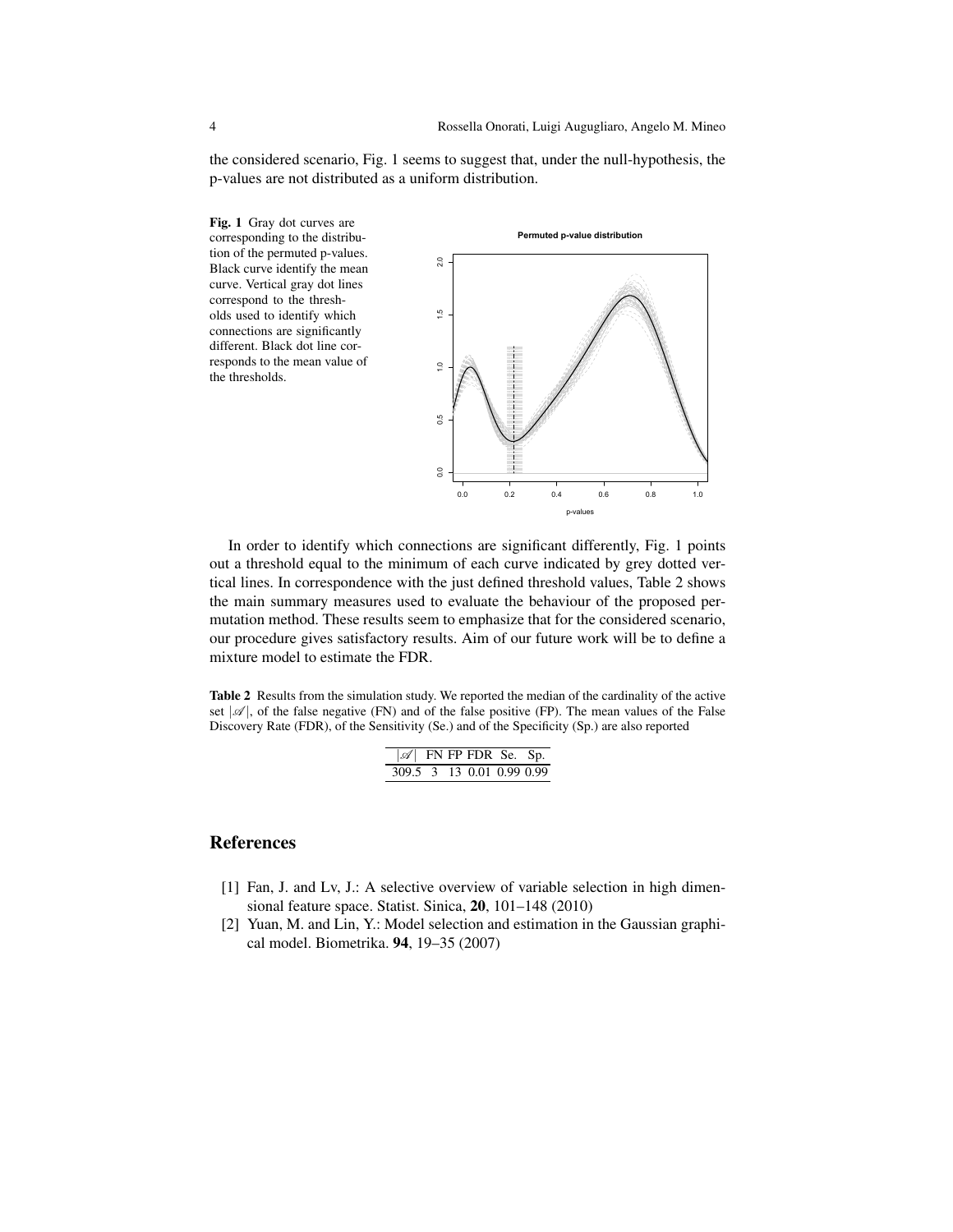the considered scenario, Fig. 1 seems to suggest that, under the null-hypothesis, the p-values are not distributed as a uniform distribution.

Permuted p-value distribution

2.0

1.5

1.0

0.5

0.0

0.0 0.2 0.4 0.6 0.8 1.0

p-values

**Fig. 1** Gray dot curves are corresponding to the distribution of the permuted p-values. Black curve identify the mean curve. Vertical gray dot lines correspond to the thresholds used to identify which connections are significantly different. Black dot line corresponds to the mean value of the thresholds.

In order to identify which connections are significant differently, Fig. 1 points out a threshold equal to the minimum of each curve indicated by grey dotted vertical lines. In correspondence with the just defined threshold values, Table 2 shows the main summary measures used to evaluate the behaviour of the proposed permutation method. These results seem to emphasize that for the considered scenario, our procedure gives satisfactory results. Aim of our future work will be to define a mixture model to estimate the FDR.

**Table 2** Results from the simulation study. We reported the median of the cardinality of the active set $|\mathscr{A}|$, of the false negative (FN) and of the false positive (FP). The mean values of the False Discovery Rate (FDR), of the Sensitivity (Se.) and of the Specificity (Sp.) are also reported

| $\lvert\mathscr{A}\rvert$ | FN | FP | FDR | Se. | Sp. |
|---|---|---|---|---|---|
| 309.5 | 3 | 13 | 0.01 | 0.99 | 0.99 |

## References

[1] Fan, J. and Lv, J.: A selective overview of variable selection in high dimensional feature space. Statist. Sinica, **20**, 101–148 (2010)

[2] Yuan, M. and Lin, Y.: Model selection and estimation in the Gaussian graphical model. Biometrika. **94**, 19–35 (2007)